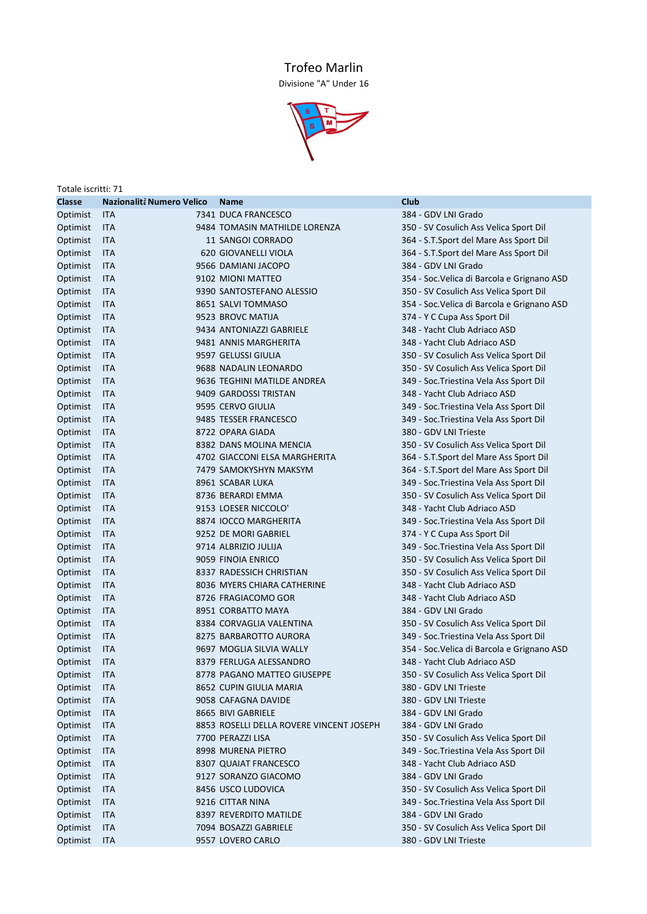# Trofeo Marlin

Divisione "A" Under 16

Totale iscritti: 71

| Classe | Nazionalità | Numero Velico | Name | Club |
|---|---|---|---|---|
| Optimist | ITA | 7341 | DUCA FRANCESCO | 384 - GDV LNI Grado |
| Optimist | ITA | 9484 | TOMASIN MATHILDE LORENZA | 350 - SV Cosulich Ass Velica Sport Dil |
| Optimist | ITA | 11 | SANGOI CORRADO | 364 - S.T.Sport del Mare Ass Sport Dil |
| Optimist | ITA | 620 | GIOVANELLI VIOLA | 364 - S.T.Sport del Mare Ass Sport Dil |
| Optimist | ITA | 9566 | DAMIANI JACOPO | 384 - GDV LNI Grado |
| Optimist | ITA | 9102 | MIONI MATTEO | 354 - Soc.Velica di Barcola e Grignano ASD |
| Optimist | ITA | 9390 | SANTOSTEFANO ALESSIO | 350 - SV Cosulich Ass Velica Sport Dil |
| Optimist | ITA | 8651 | SALVI TOMMASO | 354 - Soc.Velica di Barcola e Grignano ASD |
| Optimist | ITA | 9523 | BROVC MATIJA | 374 - Y C Cupa Ass Sport Dil |
| Optimist | ITA | 9434 | ANTONIAZZI GABRIELE | 348 - Yacht Club Adriaco ASD |
| Optimist | ITA | 9481 | ANNIS MARGHERITA | 348 - Yacht Club Adriaco ASD |
| Optimist | ITA | 9597 | GELUSSI GIULIA | 350 - SV Cosulich Ass Velica Sport Dil |
| Optimist | ITA | 9688 | NADALIN LEONARDO | 350 - SV Cosulich Ass Velica Sport Dil |
| Optimist | ITA | 9636 | TEGHINI MATILDE ANDREA | 349 - Soc.Triestina Vela Ass Sport Dil |
| Optimist | ITA | 9409 | GARDOSSI TRISTAN | 348 - Yacht Club Adriaco ASD |
| Optimist | ITA | 9595 | CERVO GIULIA | 349 - Soc.Triestina Vela Ass Sport Dil |
| Optimist | ITA | 9485 | TESSER FRANCESCO | 349 - Soc.Triestina Vela Ass Sport Dil |
| Optimist | ITA | 8722 | OPARA GIADA | 380 - GDV LNI Trieste |
| Optimist | ITA | 8382 | DANS MOLINA MENCIA | 350 - SV Cosulich Ass Velica Sport Dil |
| Optimist | ITA | 4702 | GIACCONI ELSA MARGHERITA | 364 - S.T.Sport del Mare Ass Sport Dil |
| Optimist | ITA | 7479 | SAMOKYSHYN MAKSYM | 364 - S.T.Sport del Mare Ass Sport Dil |
| Optimist | ITA | 8961 | SCABAR LUKA | 349 - Soc.Triestina Vela Ass Sport Dil |
| Optimist | ITA | 8736 | BERARDI EMMA | 350 - SV Cosulich Ass Velica Sport Dil |
| Optimist | ITA | 9153 | LOESER NICCOLO' | 348 - Yacht Club Adriaco ASD |
| Optimist | ITA | 8874 | IOCCO MARGHERITA | 349 - Soc.Triestina Vela Ass Sport Dil |
| Optimist | ITA | 9252 | DE MORI GABRIEL | 374 - Y C Cupa Ass Sport Dil |
| Optimist | ITA | 9714 | ALBRIZIO JULIJA | 349 - Soc.Triestina Vela Ass Sport Dil |
| Optimist | ITA | 9059 | FINOIA ENRICO | 350 - SV Cosulich Ass Velica Sport Dil |
| Optimist | ITA | 8337 | RADESSICH CHRISTIAN | 350 - SV Cosulich Ass Velica Sport Dil |
| Optimist | ITA | 8036 | MYERS CHIARA CATHERINE | 348 - Yacht Club Adriaco ASD |
| Optimist | ITA | 8726 | FRAGIACOMO GOR | 348 - Yacht Club Adriaco ASD |
| Optimist | ITA | 8951 | CORBATTO MAYA | 384 - GDV LNI Grado |
| Optimist | ITA | 8384 | CORVAGLIA VALENTINA | 350 - SV Cosulich Ass Velica Sport Dil |
| Optimist | ITA | 8275 | BARBAROTTO AURORA | 349 - Soc.Triestina Vela Ass Sport Dil |
| Optimist | ITA | 9697 | MOGLIA SILVIA WALLY | 354 - Soc.Velica di Barcola e Grignano ASD |
| Optimist | ITA | 8379 | FERLUGA ALESSANDRO | 348 - Yacht Club Adriaco ASD |
| Optimist | ITA | 8778 | PAGANO MATTEO GIUSEPPE | 350 - SV Cosulich Ass Velica Sport Dil |
| Optimist | ITA | 8652 | CUPIN GIULIA MARIA | 380 - GDV LNI Trieste |
| Optimist | ITA | 9058 | CAFAGNA DAVIDE | 380 - GDV LNI Trieste |
| Optimist | ITA | 8665 | BIVI GABRIELE | 384 - GDV LNI Grado |
| Optimist | ITA | 8853 | ROSELLI DELLA ROVERE VINCENT JOSEPH | 384 - GDV LNI Grado |
| Optimist | ITA | 7700 | PERAZZI LISA | 350 - SV Cosulich Ass Velica Sport Dil |
| Optimist | ITA | 8998 | MURENA PIETRO | 349 - Soc.Triestina Vela Ass Sport Dil |
| Optimist | ITA | 8307 | QUAIAT FRANCESCO | 348 - Yacht Club Adriaco ASD |
| Optimist | ITA | 9127 | SORANZO GIACOMO | 384 - GDV LNI Grado |
| Optimist | ITA | 8456 | USCO LUDOVICA | 350 - SV Cosulich Ass Velica Sport Dil |
| Optimist | ITA | 9216 | CITTAR NINA | 349 - Soc.Triestina Vela Ass Sport Dil |
| Optimist | ITA | 8397 | REVERDITO MATILDE | 384 - GDV LNI Grado |
| Optimist | ITA | 7094 | BOSAZZI GABRIELE | 350 - SV Cosulich Ass Velica Sport Dil |
| Optimist | ITA | 9557 | LOVERO CARLO | 380 - GDV LNI Trieste |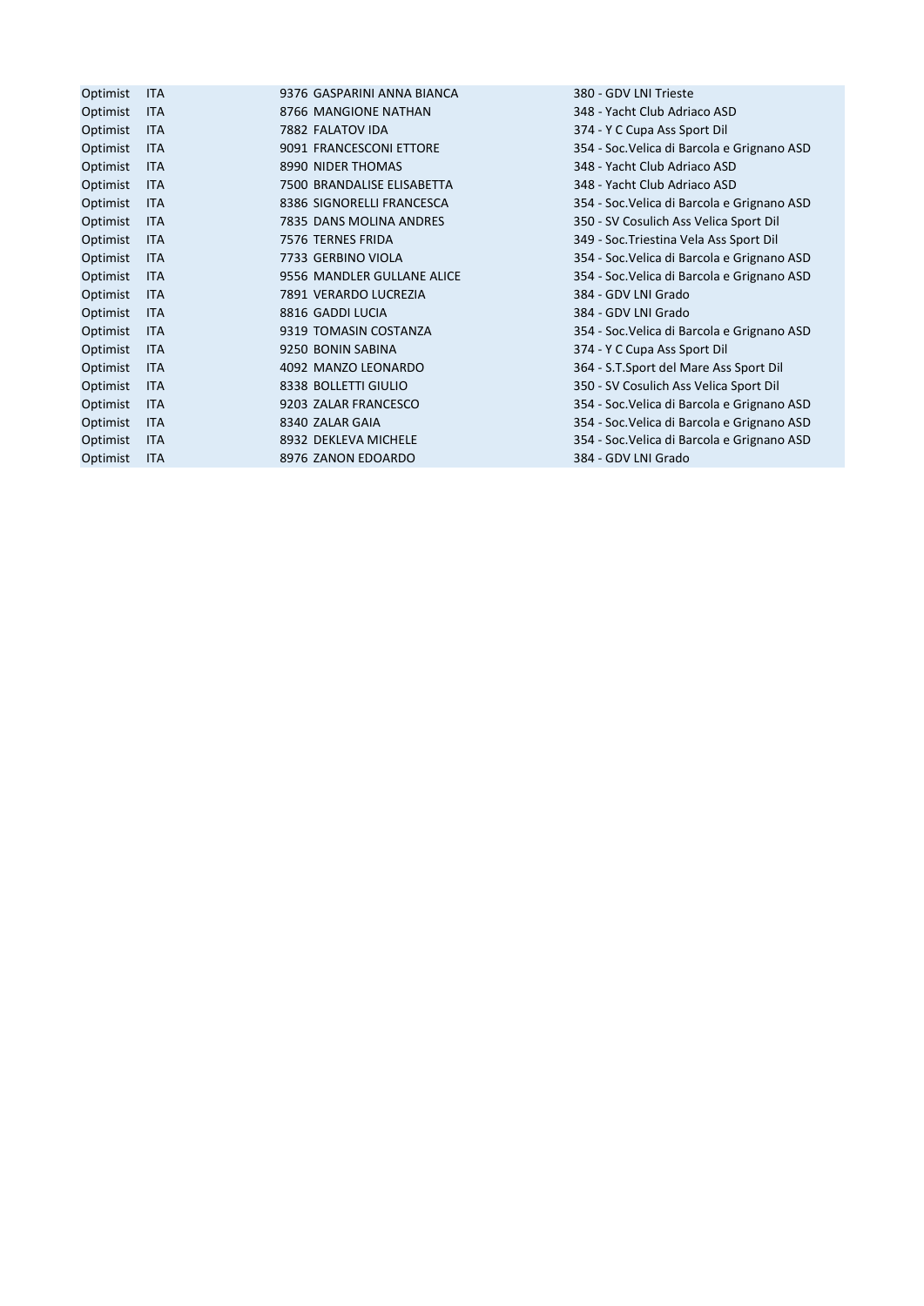| | | | | |
|---|---|---|---|---|
| Optimist | ITA | 9376 | GASPARINI ANNA BIANCA | 380 - GDV LNI Trieste |
| Optimist | ITA | 8766 | MANGIONE NATHAN | 348 - Yacht Club Adriaco ASD |
| Optimist | ITA | 7882 | FALATOV IDA | 374 - Y C Cupa Ass Sport Dil |
| Optimist | ITA | 9091 | FRANCESCONI ETTORE | 354 - Soc.Velica di Barcola e Grignano ASD |
| Optimist | ITA | 8990 | NIDER THOMAS | 348 - Yacht Club Adriaco ASD |
| Optimist | ITA | 7500 | BRANDALISE ELISABETTA | 348 - Yacht Club Adriaco ASD |
| Optimist | ITA | 8386 | SIGNORELLI FRANCESCA | 354 - Soc.Velica di Barcola e Grignano ASD |
| Optimist | ITA | 7835 | DANS MOLINA ANDRES | 350 - SV Cosulich Ass Velica Sport Dil |
| Optimist | ITA | 7576 | TERNES FRIDA | 349 - Soc.Triestina Vela Ass Sport Dil |
| Optimist | ITA | 7733 | GERBINO VIOLA | 354 - Soc.Velica di Barcola e Grignano ASD |
| Optimist | ITA | 9556 | MANDLER GULLANE ALICE | 354 - Soc.Velica di Barcola e Grignano ASD |
| Optimist | ITA | 7891 | VERARDO LUCREZIA | 384 - GDV LNI Grado |
| Optimist | ITA | 8816 | GADDI LUCIA | 384 - GDV LNI Grado |
| Optimist | ITA | 9319 | TOMASIN COSTANZA | 354 - Soc.Velica di Barcola e Grignano ASD |
| Optimist | ITA | 9250 | BONIN SABINA | 374 - Y C Cupa Ass Sport Dil |
| Optimist | ITA | 4092 | MANZO LEONARDO | 364 - S.T.Sport del Mare Ass Sport Dil |
| Optimist | ITA | 8338 | BOLLETTI GIULIO | 350 - SV Cosulich Ass Velica Sport Dil |
| Optimist | ITA | 9203 | ZALAR FRANCESCO | 354 - Soc.Velica di Barcola e Grignano ASD |
| Optimist | ITA | 8340 | ZALAR GAIA | 354 - Soc.Velica di Barcola e Grignano ASD |
| Optimist | ITA | 8932 | DEKLEVA MICHELE | 354 - Soc.Velica di Barcola e Grignano ASD |
| Optimist | ITA | 8976 | ZANON EDOARDO | 384 - GDV LNI Grado |